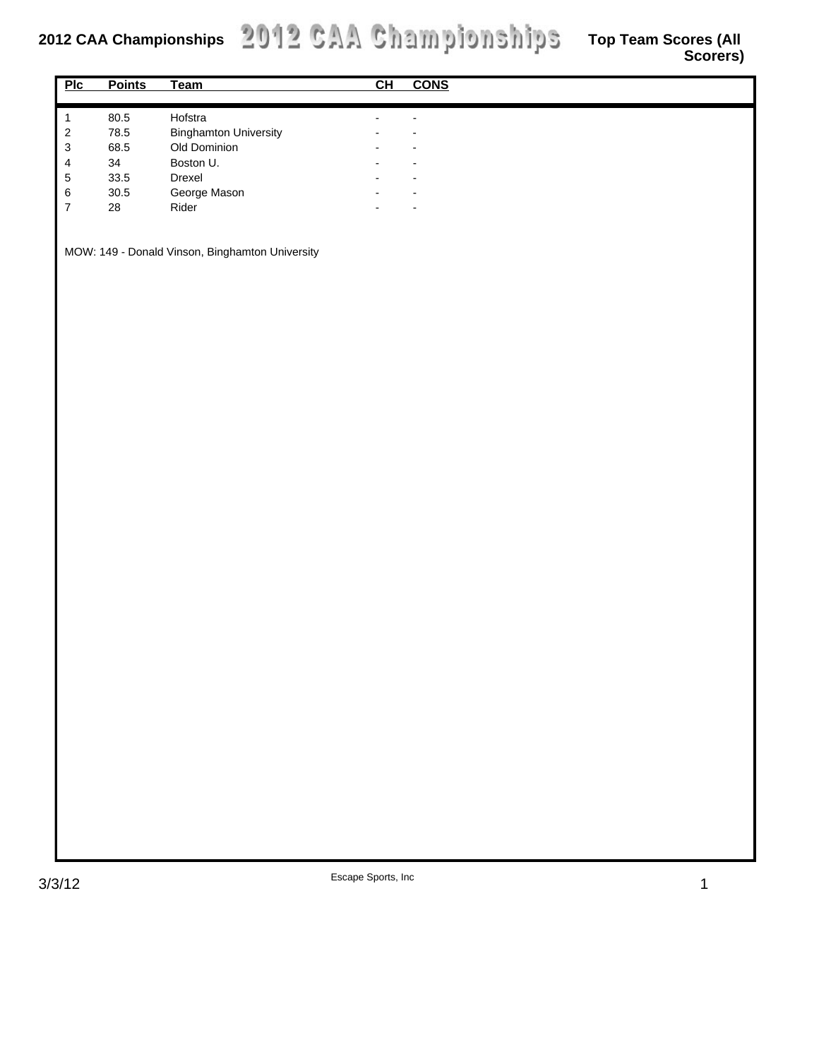# 2012 CAA Championships

## Top Team Scores (All Scorers)

| Plc | Points | Team | CH | CONS |
|---|---|---|---|---|
| 1 | 80.5 | Hofstra | - | - |
| 2 | 78.5 | Binghamton University | - | - |
| 3 | 68.5 | Old Dominion | - | - |
| 4 | 34 | Boston U. | - | - |
| 5 | 33.5 | Drexel | - | - |
| 6 | 30.5 | George Mason | - | - |
| 7 | 28 | Rider | - | - |

MOW: 149 - Donald Vinson, Binghamton University

3/3/12

Escape Sports, Inc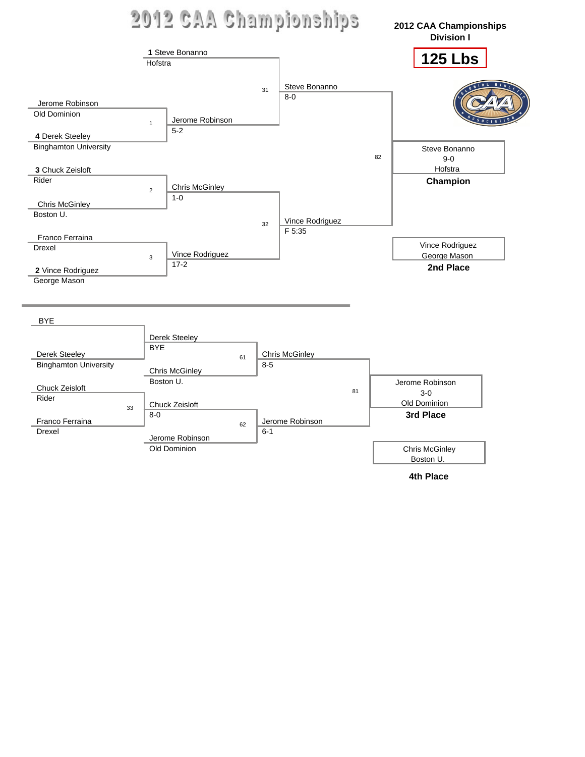# 2012 CAA Championships

**2012 CAA Championships**
**Division I**

## 125 Lbs

### Championship Bracket

| Competitor | Quarterfinal (Bout #) | Semifinal Winner | Bout # | Final Winner |
|---|---|---|---|---|
| **1** Steve Bonanno, Hofstra | — | | | |
| Jerome Robinson, Old Dominion vs. **4** Derek Steeley, Binghamton University | 1 | Jerome Robinson 5-2 | | |
| | | Steve Bonanno 8-0 | 31 | |
| **3** Chuck Zeisloft, Rider vs. Chris McGinley, Boston U. | 2 | Chris McGinley 1-0 | | |
| Franco Ferraina, Drexel vs. **2** Vince Rodriguez, George Mason | 3 | Vince Rodriguez 17-2 | | |
| | | Vince Rodriguez F 5:35 | 32 | |
| | | | 82 | Steve Bonanno 9-0 Hofstra |

**Champion:** Steve Bonanno, 9-0, Hofstra

**2nd Place:** Vince Rodriguez, George Mason

### Consolation Bracket

| Competitor | Bout # | Winner | Bout # | Winner | Bout # | Winner |
|---|---|---|---|---|---|---|
| BYE vs. Derek Steeley, Binghamton University | | Derek Steeley BYE | | | | |
| Chris McGinley, Boston U. | | | 61 | Chris McGinley 8-5 | | |
| Chuck Zeisloft, Rider vs. Franco Ferraina, Drexel | 33 | Chuck Zeisloft 8-0 | | | | |
| Jerome Robinson, Old Dominion | | | 62 | Jerome Robinson 6-1 | | |
| | | | | | 81 | Jerome Robinson 3-0 Old Dominion |

**3rd Place:** Jerome Robinson, 3-0, Old Dominion

**4th Place:** Chris McGinley, Boston U.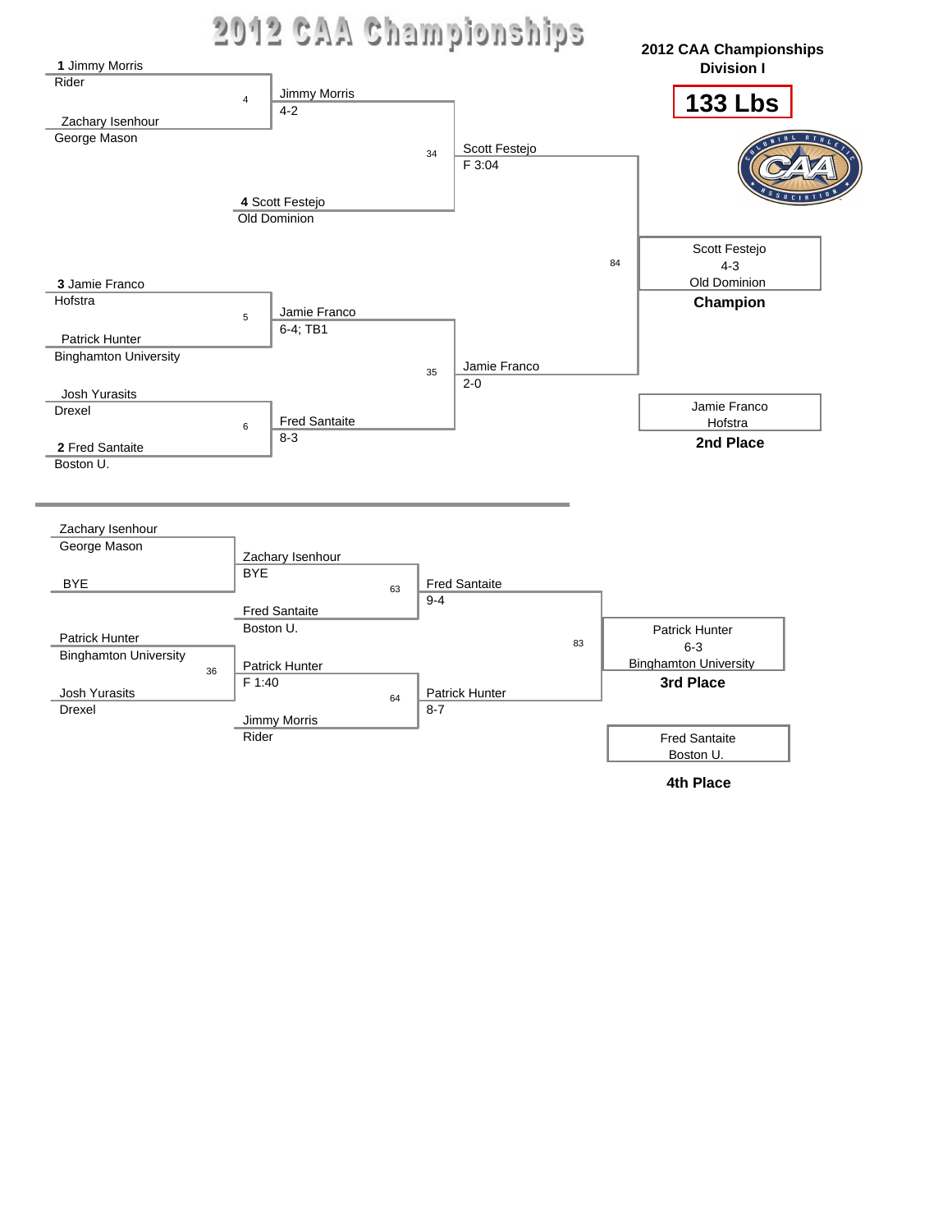# 2012 CAA Championships

## 2012 CAA Championships Division I

**133 Lbs**

### Championship Bracket

**Quarterfinals**

- Bout 4: **1** Jimmy Morris (Rider) vs. Zachary Isenhour (George Mason) — Winner: Jimmy Morris, 4-2
- **4** Scott Festejo (Old Dominion) — BYE
- Bout 5: **3** Jamie Franco (Hofstra) vs. Patrick Hunter (Binghamton University) — Winner: Jamie Franco, 6-4; TB1
- Bout 6: Josh Yurasits (Drexel) vs. **2** Fred Santaite (Boston U.) — Winner: Fred Santaite, 8-3

**Semifinals**

- Bout 34: Jimmy Morris vs. Scott Festejo — Winner: Scott Festejo, F 3:04
- Bout 35: Jamie Franco vs. Fred Santaite — Winner: Jamie Franco, 2-0

**Final**

- Bout 84: Scott Festejo vs. Jamie Franco — Winner: Scott Festejo, 4-3

| Place | Wrestler | School | Result |
|---|---|---|---|
| Champion | Scott Festejo | Old Dominion | 4-3 |
| 2nd Place | Jamie Franco | Hofstra | |

### Consolation Bracket

- Zachary Isenhour (George Mason) vs. BYE — Advances: Zachary Isenhour, BYE
- Bout 36: Patrick Hunter (Binghamton University) vs. Josh Yurasits (Drexel) — Winner: Patrick Hunter, F 1:40
- Bout 63: Zachary Isenhour vs. Fred Santaite (Boston U.) — Winner: Fred Santaite, 9-4
- Bout 64: Patrick Hunter vs. Jimmy Morris (Rider) — Winner: Patrick Hunter, 8-7
- Bout 83: Fred Santaite vs. Patrick Hunter — Winner: Patrick Hunter, 6-3

| Place | Wrestler | School | Result |
|---|---|---|---|
| 3rd Place | Patrick Hunter | Binghamton University | 6-3 |
| 4th Place | Fred Santaite | Boston U. | |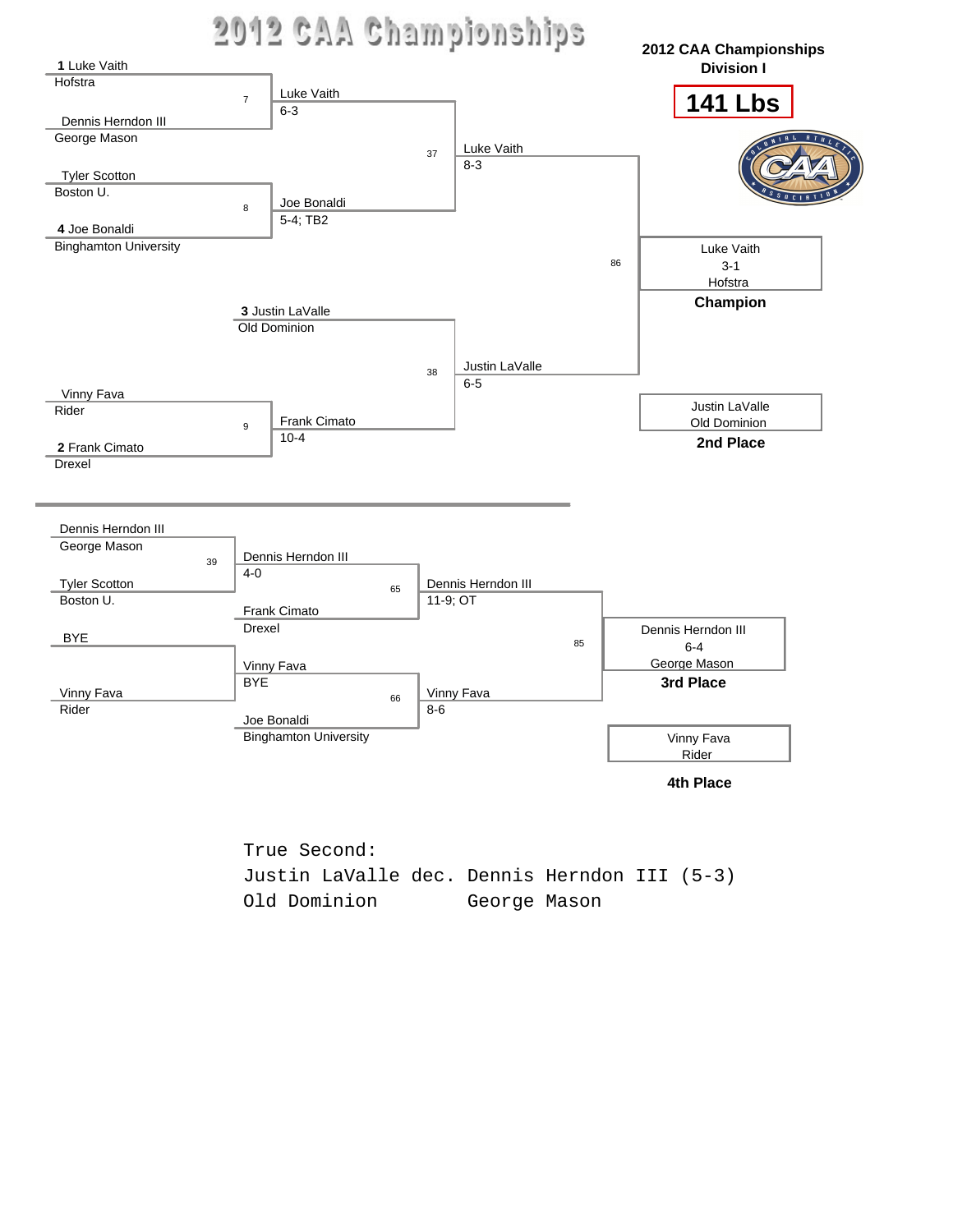# 2012 CAA Championships

## 2012 CAA Championships Division I

### 141 Lbs

**Championship Bracket**

First Round:

- Bout 7: **1** Luke Vaith (Hofstra) vs. Dennis Herndon III (George Mason) — Luke Vaith 6-3
- Bout 8: Tyler Scotton (Boston U.) vs. **4** Joe Bonaldi (Binghamton University) — Joe Bonaldi 5-4; TB2
- **3** Justin LaValle (Old Dominion) — bye
- Bout 9: Vinny Fava (Rider) vs. **2** Frank Cimato (Drexel) — Frank Cimato 10-4

Semifinals:

- Bout 37: Luke Vaith vs. Joe Bonaldi — Luke Vaith 8-3
- Bout 38: Justin LaValle vs. Frank Cimato — Justin LaValle 6-5

Final:

- Bout 86: Luke Vaith vs. Justin LaValle — Luke Vaith 3-1

**Champion:** Luke Vaith, Hofstra

**2nd Place:** Justin LaValle, Old Dominion

**Consolation Bracket**

- Bout 39: Dennis Herndon III (George Mason) vs. Tyler Scotton (Boston U.) — Dennis Herndon III 4-0
- BYE vs. Vinny Fava (Rider) — Vinny Fava, BYE
- Bout 65: Dennis Herndon III vs. Frank Cimato (Drexel) — Dennis Herndon III 11-9; OT
- Bout 66: Vinny Fava vs. Joe Bonaldi (Binghamton University) — Vinny Fava 8-6
- Bout 85: Dennis Herndon III vs. Vinny Fava — Dennis Herndon III 6-4

**3rd Place:** Dennis Herndon III, George Mason

**4th Place:** Vinny Fava, Rider

```
True Second:
Justin LaValle dec. Dennis Herndon III (5-3)
Old Dominion        George Mason
```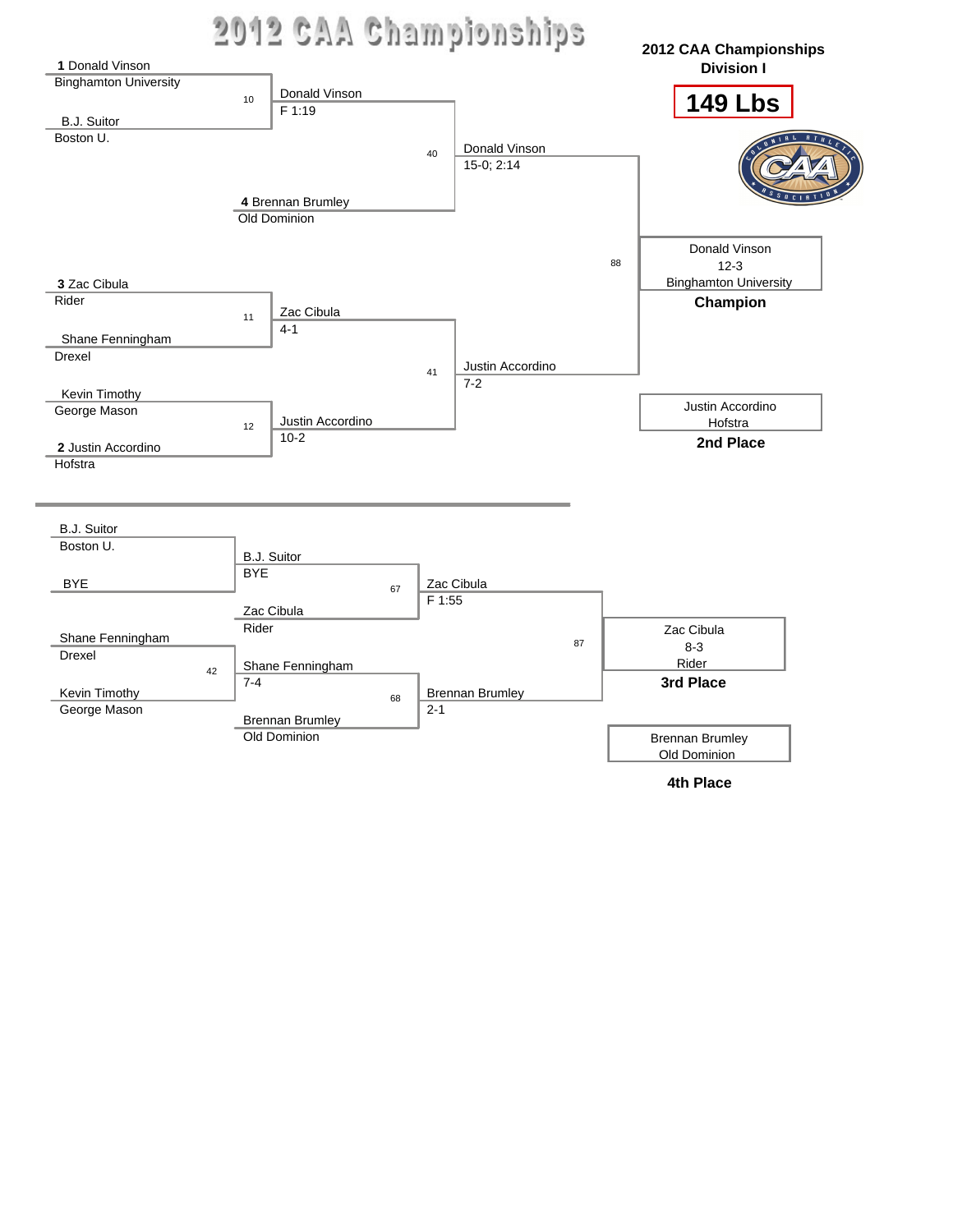# 2012 CAA Championships

**2012 CAA Championships**
**Division I**

## 149 Lbs

### Championship Bracket

**Quarterfinals**

- Match 10: **1** Donald Vinson (Binghamton University) vs. B.J. Suitor (Boston U.) — Winner: Donald Vinson, F 1:19
- **4** Brennan Brumley (Old Dominion)
- Match 11: **3** Zac Cibula (Rider) vs. Shane Fenningham (Drexel) — Winner: Zac Cibula, 4-1
- Match 12: Kevin Timothy (George Mason) vs. **2** Justin Accordino (Hofstra) — Winner: Justin Accordino, 10-2

**Semifinals**

- Match 40: Donald Vinson vs. Brennan Brumley — Winner: Donald Vinson, 15-0; 2:14
- Match 41: Zac Cibula vs. Justin Accordino — Winner: Justin Accordino, 7-2

**Final**

- Match 88: Donald Vinson vs. Justin Accordino — Winner: Donald Vinson, 12-3

| Place | Wrestler | School |
|---|---|---|
| **Champion** | Donald Vinson (12-3) | Binghamton University |
| **2nd Place** | Justin Accordino | Hofstra |

### Consolation Bracket

- B.J. Suitor (Boston U.) vs. BYE — Winner: B.J. Suitor, BYE
- Match 42: Shane Fenningham (Drexel) vs. Kevin Timothy (George Mason) — Winner: Shane Fenningham, 7-4
- Match 67: B.J. Suitor vs. Zac Cibula (Rider) — Winner: Zac Cibula, F 1:55
- Match 68: Shane Fenningham vs. Brennan Brumley (Old Dominion) — Winner: Brennan Brumley, 2-1
- Match 87: Zac Cibula vs. Brennan Brumley — Winner: Zac Cibula, 8-3

| Place | Wrestler | School |
|---|---|---|
| **3rd Place** | Zac Cibula (8-3) | Rider |
| **4th Place** | Brennan Brumley | Old Dominion |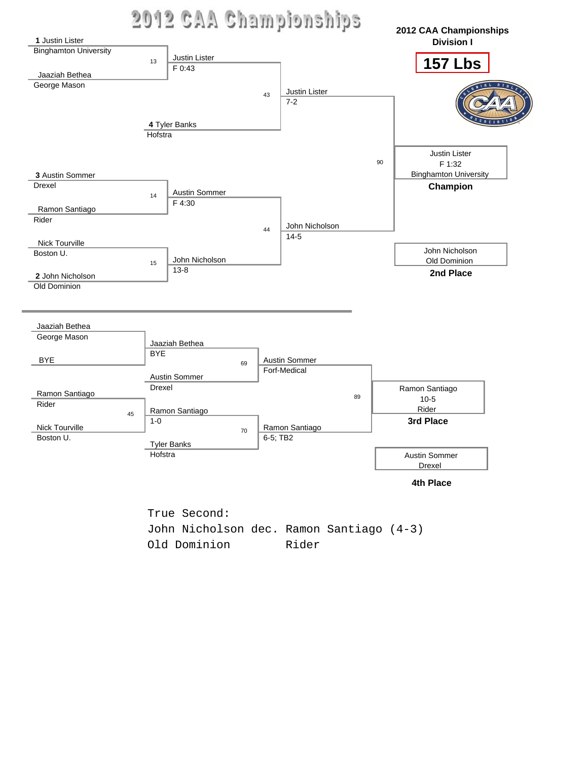# 2012 CAA Championships

**2012 CAA Championships**
**Division I**

## 157 Lbs

### Championship Bracket

**Quarterfinals**

- Bout 13: **1** Justin Lister (Binghamton University) vs. Jaaziah Bethea (George Mason) — Winner: Justin Lister, F 0:43
- **4** Tyler Banks (Hofstra)
- Bout 14: **3** Austin Sommer (Drexel) vs. Ramon Santiago (Rider) — Winner: Austin Sommer, F 4:30
- Bout 15: Nick Tourville (Boston U.) vs. **2** John Nicholson (Old Dominion) — Winner: John Nicholson, 13-8

**Semifinals**

- Bout 43: Justin Lister vs. Tyler Banks — Winner: Justin Lister, 7-2
- Bout 44: Austin Sommer vs. John Nicholson — Winner: John Nicholson, 14-5

**Final**

- Bout 90: Justin Lister vs. John Nicholson — Winner: Justin Lister, F 1:32

**Champion:** Justin Lister, Binghamton University (F 1:32)

**2nd Place:** John Nicholson, Old Dominion

### Consolation Bracket

- Jaaziah Bethea (George Mason) vs. BYE — Winner: Jaaziah Bethea, BYE
- Bout 45: Ramon Santiago (Rider) vs. Nick Tourville (Boston U.) — Winner: Ramon Santiago, 1-0
- Bout 69: Jaaziah Bethea vs. Austin Sommer (Drexel) — Winner: Austin Sommer, Forf-Medical
- Bout 70: Ramon Santiago vs. Tyler Banks (Hofstra) — Winner: Ramon Santiago, 6-5; TB2
- Bout 89: Austin Sommer vs. Ramon Santiago — Winner: Ramon Santiago, 10-5

**3rd Place:** Ramon Santiago, Rider (10-5)

**4th Place:** Austin Sommer, Drexel

```
True Second:
John Nicholson dec. Ramon Santiago (4-3)
Old Dominion        Rider
```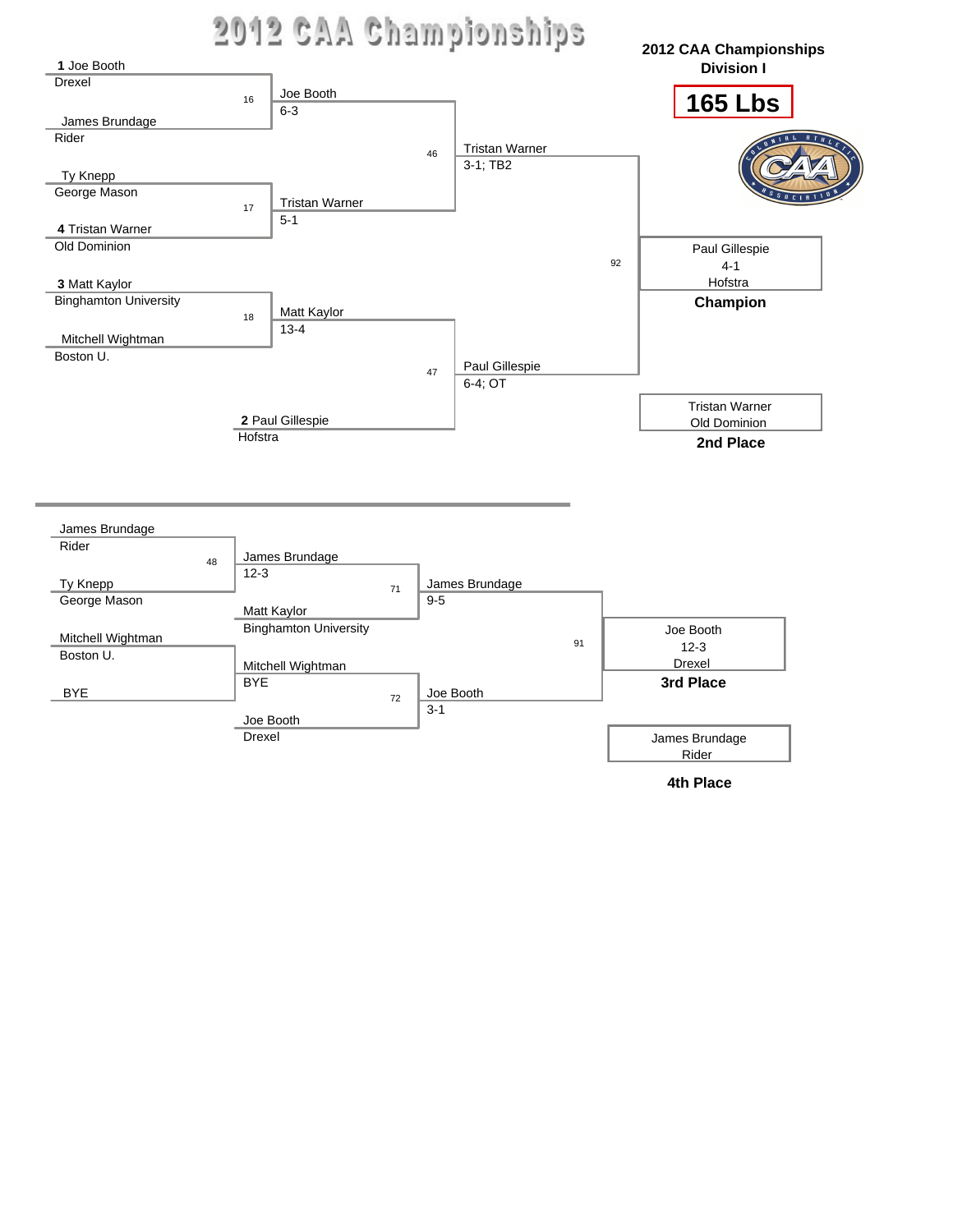# 2012 CAA Championships

## 2012 CAA Championships Division I

## 165 Lbs

### Championship Bracket

**Quarterfinals**

| Bout | Wrestler | Wrestler | Winner | Score |
|---|---|---|---|---|
| 16 | **1** Joe Booth (Drexel) | James Brundage (Rider) | Joe Booth | 6-3 |
| 17 | Ty Knepp (George Mason) | **4** Tristan Warner (Old Dominion) | Tristan Warner | 5-1 |
| 18 | **3** Matt Kaylor (Binghamton University) | Mitchell Wightman (Boston U.) | Matt Kaylor | 13-4 |
| — | **2** Paul Gillespie (Hofstra) | | | |

**Semifinals**

| Bout | Wrestler | Wrestler | Winner | Score |
|---|---|---|---|---|
| 46 | Joe Booth | Tristan Warner | Tristan Warner | 3-1; TB2 |
| 47 | Matt Kaylor | Paul Gillespie | Paul Gillespie | 6-4; OT |

**Final**

| Bout | Wrestler | Wrestler | Winner | Score |
|---|---|---|---|---|
| 92 | Tristan Warner | Paul Gillespie | Paul Gillespie (Hofstra) | 4-1 |

**Champion:** Paul Gillespie, 4-1, Hofstra

**2nd Place:** Tristan Warner, Old Dominion

### Consolation Bracket

| Bout | Wrestler | Wrestler | Winner | Score |
|---|---|---|---|---|
| 48 | James Brundage (Rider) | Ty Knepp (George Mason) | James Brundage | 12-3 |
| — | Mitchell Wightman (Boston U.) | BYE | Mitchell Wightman | BYE |
| 71 | James Brundage | Matt Kaylor (Binghamton University) | James Brundage | 9-5 |
| 72 | Mitchell Wightman | Joe Booth (Drexel) | Joe Booth | 3-1 |
| 91 | James Brundage | Joe Booth | Joe Booth (Drexel) | 12-3 |

**3rd Place:** Joe Booth, 12-3, Drexel

**4th Place:** James Brundage, Rider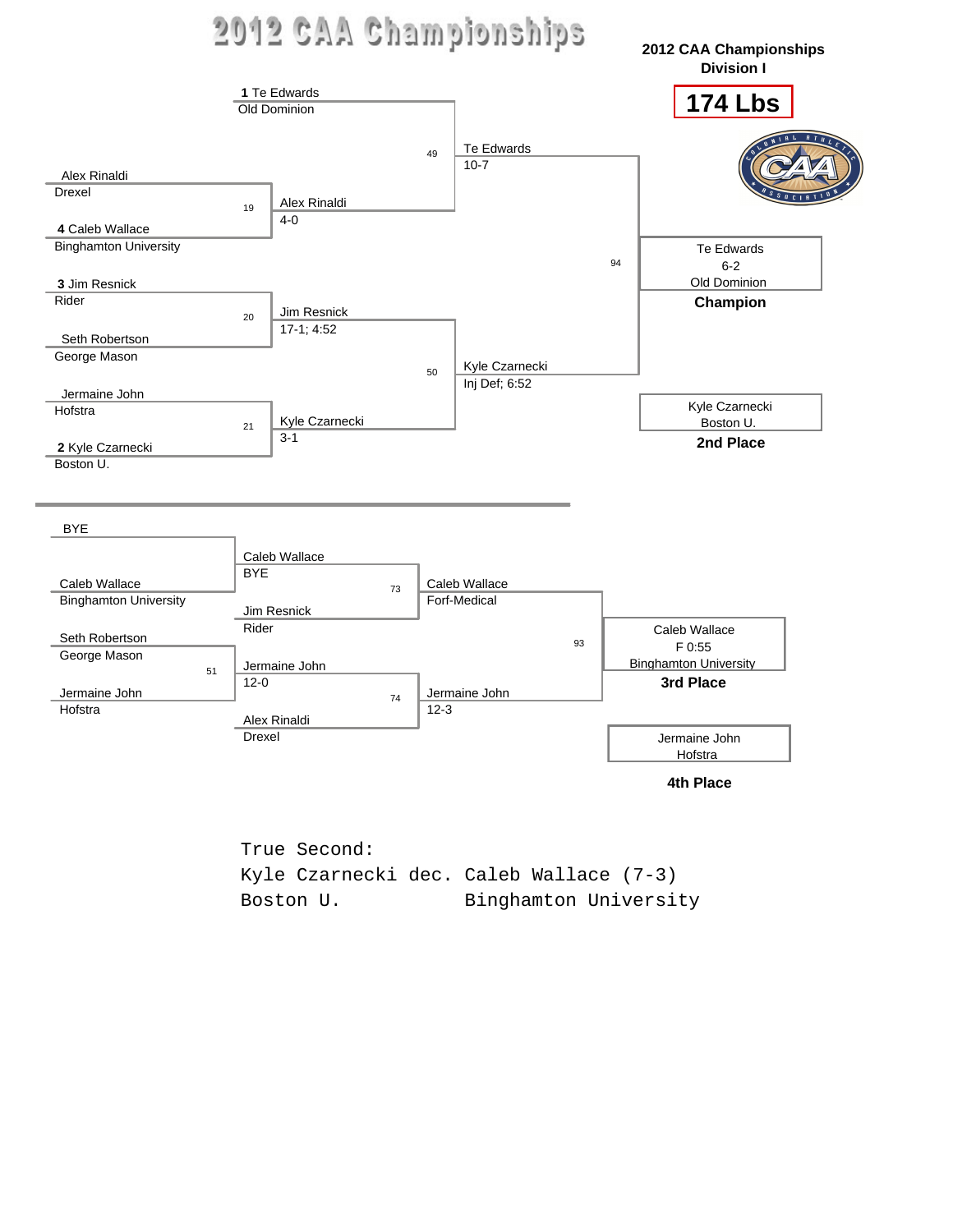# 2012 CAA Championships

**2012 CAA Championships**
**Division I**

## 174 Lbs

### Championship Bracket

**Quarterfinals**

- Bout 19: Alex Rinaldi (Drexel) vs. 4 Caleb Wallace (Binghamton University) — Alex Rinaldi, 4-0
- Bout 20: 3 Jim Resnick (Rider) vs. Seth Robertson (George Mason) — Jim Resnick, 17-1; 4:52
- Bout 21: Jermaine John (Hofstra) vs. 2 Kyle Czarnecki (Boston U.) — Kyle Czarnecki, 3-1

**Semifinals**

- Bout 49: 1 Te Edwards (Old Dominion) vs. Alex Rinaldi — Te Edwards, 10-7
- Bout 50: Jim Resnick vs. Kyle Czarnecki — Kyle Czarnecki, Inj Def; 6:52

**Final**

- Bout 94: Te Edwards vs. Kyle Czarnecki — Te Edwards, 6-2

**Champion:** Te Edwards, Old Dominion

**2nd Place:** Kyle Czarnecki, Boston U.

### Consolation Bracket

- BYE vs. Caleb Wallace (Binghamton University) — Caleb Wallace, BYE
- Bout 51: Seth Robertson (George Mason) vs. Jermaine John (Hofstra) — Jermaine John, 12-0
- Bout 73: Caleb Wallace vs. Jim Resnick (Rider) — Caleb Wallace, Forf-Medical
- Bout 74: Jermaine John vs. Alex Rinaldi (Drexel) — Jermaine John, 12-3
- Bout 93: Caleb Wallace vs. Jermaine John — Caleb Wallace, F 0:55

**3rd Place:** Caleb Wallace, Binghamton University

**4th Place:** Jermaine John, Hofstra

```
True Second:
Kyle Czarnecki dec. Caleb Wallace (7-3)
Boston U.           Binghamton University
```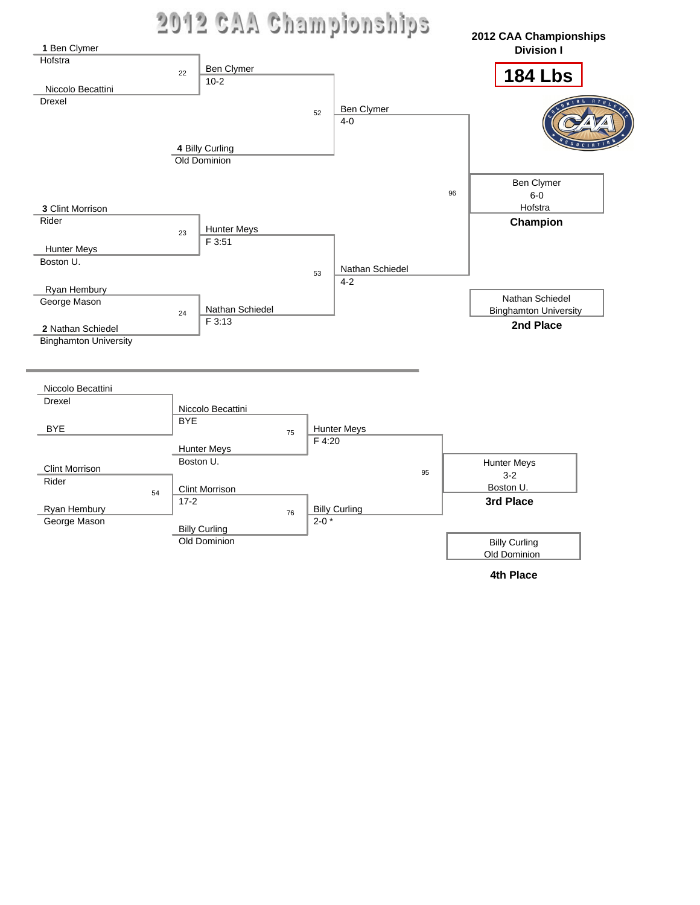# 2012 CAA Championships

## 2012 CAA Championships Division I

## 184 Lbs

### Championship Bracket

**Quarterfinals / Semifinals**

- Match 22: **1** Ben Clymer (Hofstra) vs. Niccolo Becattini (Drexel) — Winner: Ben Clymer, 10-2
- **4** Billy Curling (Old Dominion)
- Match 52: Ben Clymer vs. Billy Curling — Winner: Ben Clymer, 4-0
- Match 23: **3** Clint Morrison (Rider) vs. Hunter Meys (Boston U.) — Winner: Hunter Meys, F 3:51
- Match 24: Ryan Hembury (George Mason) vs. **2** Nathan Schiedel (Binghamton University) — Winner: Nathan Schiedel, F 3:13
- Match 53: Hunter Meys vs. Nathan Schiedel — Winner: Nathan Schiedel, 4-2

**Final**

- Match 96: Ben Clymer vs. Nathan Schiedel — Winner: Ben Clymer, 6-0

**Champion:** Ben Clymer, 6-0, Hofstra

**2nd Place:** Nathan Schiedel, Binghamton University

### Consolation Bracket

- Niccolo Becattini (Drexel) vs. BYE — Winner: Niccolo Becattini, BYE
- Match 54: Clint Morrison (Rider) vs. Ryan Hembury (George Mason) — Winner: Clint Morrison, 17-2
- Match 75: Niccolo Becattini vs. Hunter Meys (Boston U.) — Winner: Hunter Meys, F 4:20
- Match 76: Clint Morrison vs. Billy Curling (Old Dominion) — Winner: Billy Curling, 2-0 *
- Match 95: Hunter Meys vs. Billy Curling — Winner: Hunter Meys, 3-2

**3rd Place:** Hunter Meys, 3-2, Boston U.

**4th Place:** Billy Curling, Old Dominion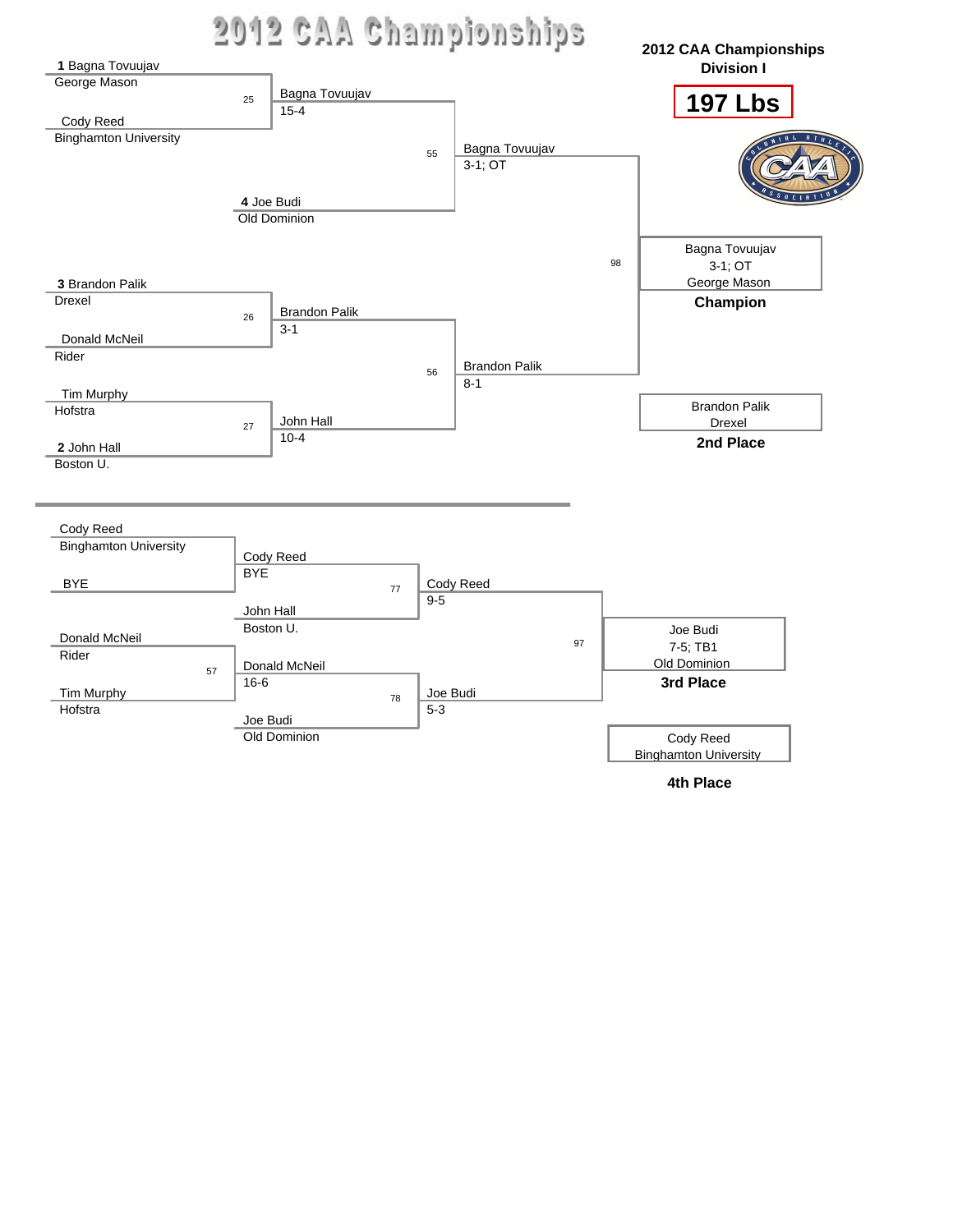# 2012 CAA Championships

## 2012 CAA Championships
## Division I

**197 Lbs**

### Championship Bracket

**Quarterfinals / Semifinals / Finals**

| Bout | Wrestler 1 | Wrestler 2 | Winner | Score |
|---|---|---|---|---|
| 25 | 1 Bagna Tovuujav (George Mason) | Cody Reed (Binghamton University) | Bagna Tovuujav | 15-4 |
| 55 | Bagna Tovuujav | 4 Joe Budi (Old Dominion) | Bagna Tovuujav | 3-1; OT |
| 26 | 3 Brandon Palik (Drexel) | Donald McNeil (Rider) | Brandon Palik | 3-1 |
| 27 | Tim Murphy (Hofstra) | 2 John Hall (Boston U.) | John Hall | 10-4 |
| 56 | Brandon Palik | John Hall | Brandon Palik | 8-1 |
| 98 | Bagna Tovuujav | Brandon Palik | Bagna Tovuujav | 3-1; OT |

**Champion:** Bagna Tovuujav, George Mason (3-1; OT)

**2nd Place:** Brandon Palik, Drexel

### Consolation Bracket

| Bout | Wrestler 1 | Wrestler 2 | Winner | Score |
|---|---|---|---|---|
| | Cody Reed (Binghamton University) | BYE | Cody Reed | BYE |
| 57 | Donald McNeil (Rider) | Tim Murphy (Hofstra) | Donald McNeil | 16-6 |
| 77 | Cody Reed | John Hall (Boston U.) | Cody Reed | 9-5 |
| 78 | Donald McNeil | Joe Budi (Old Dominion) | Joe Budi | 5-3 |
| 97 | Cody Reed | Joe Budi | Joe Budi | 7-5; TB1 |

**3rd Place:** Joe Budi, Old Dominion (7-5; TB1)

**4th Place:** Cody Reed, Binghamton University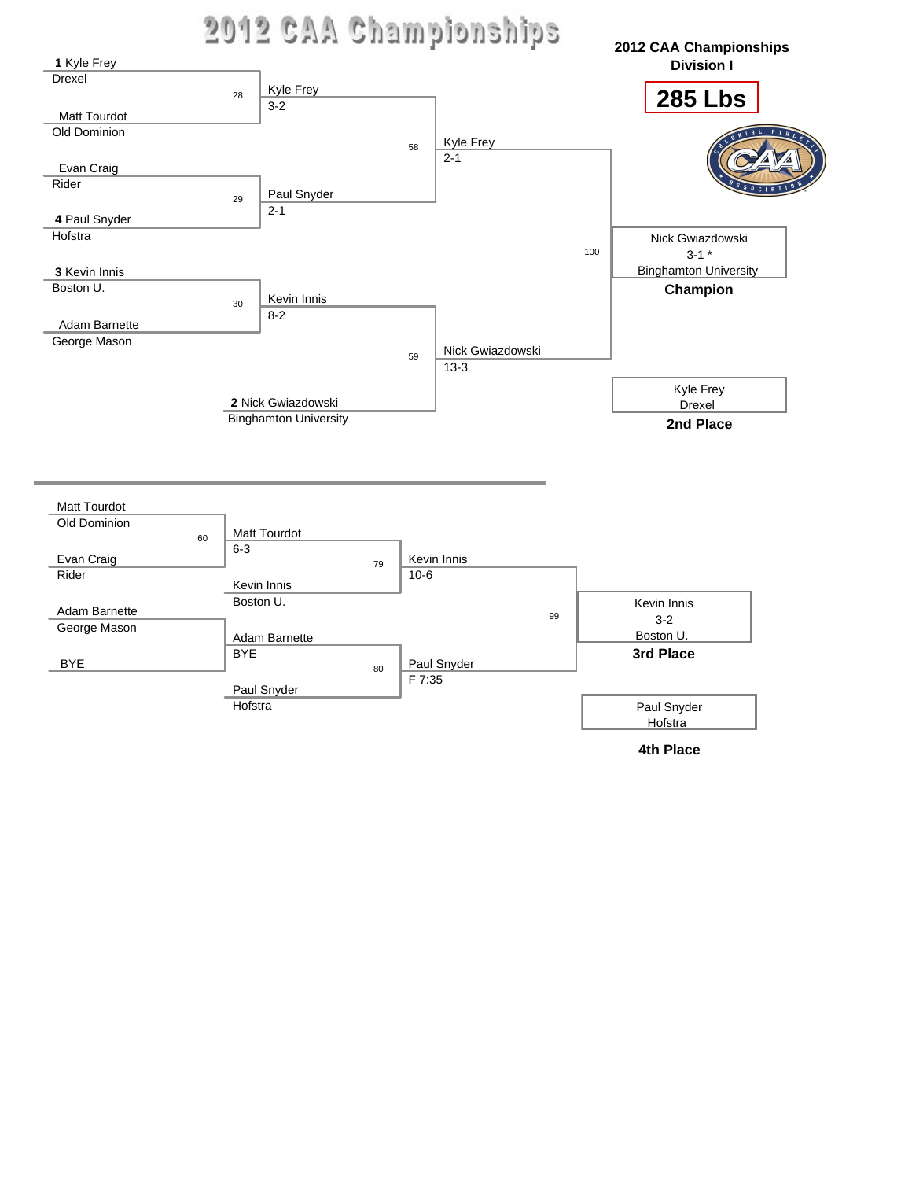# 2012 CAA Championships

**2012 CAA Championships**
**Division I**

## 285 Lbs

### Championship Bracket

1 Kyle Frey
Drexel

28

Matt Tourdot
Old Dominion

Kyle Frey
3-2

58

Evan Craig
Rider

29

4 Paul Snyder
Hofstra

Paul Snyder
2-1

Kyle Frey
2-1

100

3 Kevin Innis
Boston U.

30

Adam Barnette
George Mason

Kevin Innis
8-2

59

2 Nick Gwiazdowski
Binghamton University

Nick Gwiazdowski
13-3

Nick Gwiazdowski
3-1 *
Binghamton University
**Champion**

Kyle Frey
Drexel
**2nd Place**

### Consolation Bracket

Matt Tourdot
Old Dominion

60

Evan Craig
Rider

Matt Tourdot
6-3

79

Kevin Innis
Boston U.

Kevin Innis
10-6

99

Adam Barnette
George Mason

BYE

Adam Barnette
BYE

80

Paul Snyder
Hofstra

Paul Snyder
F 7:35

Kevin Innis
3-2
Boston U.
**3rd Place**

Paul Snyder
Hofstra
**4th Place**